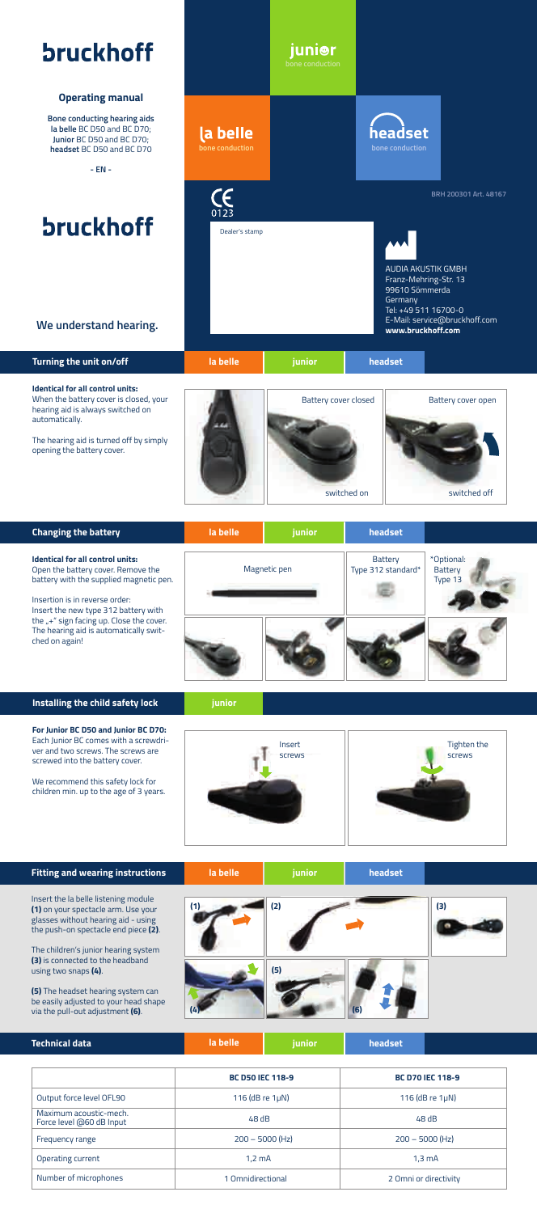# bruckhoff

## Operating manual

**Bone conducting hearing aids**
**la belle** BC D50 and BC D70;
**Junior** BC D50 and BC D70;
**headset** BC D50 and BC D70

**- EN -**

**junior** bone conduction

**la belle** bone conduction

**headset** bone conduction

CE 0123

BRH 200301 Art. 48167

Dealer's stamp

AUDIA AKUSTIK GMBH
Franz-Mehring-Str. 13
99610 Sömmerda
Germany
Tel: +49 511 16700-0
E-Mail: service@bruckhoff.com
**www.bruckhoff.com**

# bruckhoff

**We understand hearing.**

## Turning the unit on/off

la belle | junior | headset

**Identical for all control units:**
When the battery cover is closed, your hearing aid is always switched on automatically.

The hearing aid is turned off by simply opening the battery cover.

Battery cover closed — switched on

Battery cover open — switched off

## Changing the battery

la belle | junior | headset

**Identical for all control units:**
Open the battery cover. Remove the battery with the supplied magnetic pen.

Insertion is in reverse order:
Insert the new type 312 battery with the „+" sign facing up. Close the cover. The hearing aid is automatically switched on again!

Magnetic pen

Battery Type 312 standard*

*Optional: Battery Type 13

## Installing the child safety lock

junior

**For Junior BC D50 and Junior BC D70:**
Each Junior BC comes with a screwdriver and two screws. The screws are screwed into the battery cover.

We recommend this safety lock for children min. up to the age of 3 years.

Insert screws

Tighten the screws

## Fitting and wearing instructions

la belle | junior | headset

Insert the la belle listening module **(1)** on your spectacle arm. Use your glasses without hearing aid - using the push-on spectacle end piece **(2)**.

The children's junior hearing system **(3)** is connected to the headband using two snaps **(4)**.

**(5)** The headset hearing system can be easily adjusted to your head shape via the pull-out adjustment **(6)**.

(1) (2) (3) (4) (5) (6)

## Technical data

la belle | junior | headset

| | **BC D50 IEC 118-9** | **BC D70 IEC 118-9** |
|---|---|---|
| Output force level OFL90 | 116 (dB re 1µN) | 116 (dB re 1µN) |
| Maximum acoustic-mech. Force level @60 dB Input | 48 dB | 48 dB |
| Frequency range | 200 – 5000 (Hz) | 200 – 5000 (Hz) |
| Operating current | 1,2 mA | 1,3 mA |
| Number of microphones | 1 Omnidirectional | 2 Omni or directivity |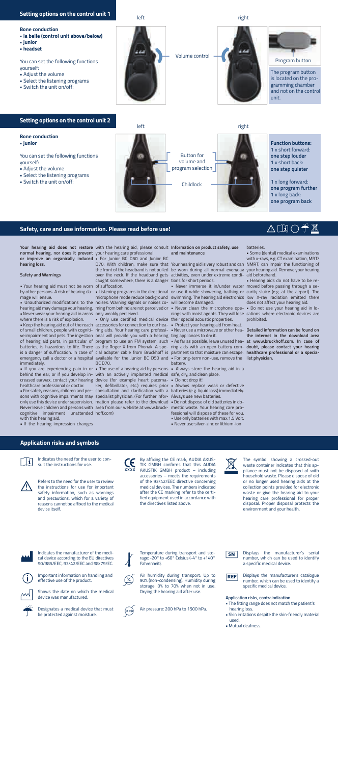## Setting options on the control unit 1

**Bone conduction**
- **la belle (control unit above/below)**
- **junior**
- **headset**

You can set the following functions yourself:
- Adjust the volume
- Select the listening programs
- Switch the unit on/off:

left

right

Volume control

Program button

The program button is located on the programming chamber and not on the control unit.

## Setting options on the control unit 2

**Bone conduction**
- **junior**

You can set the following functions yourself:
- Adjust the volume
- Select the listening programs
- Switch the unit on/off:

left

right

Button for volume and program selection

Childlock

**Function buttons:**
1 x short forward:
**one step louder**
1 x short back:
**one step quieter**

1 x long forward:
**one program further**
1 x long back:
**one program back**

## Safety, care and use information. Please read before use!

**Your hearing aid does not restore normal hearing, nor does it prevent or improve an organically induced hearing loss.**

**Safety and Warnings**

- Your hearing aid must not be worn by other persons. A risk of hearing damage will ensue.
- Unauthorized modifications to the hearing aid may damage your hearing.
- Never wear your hearing aid in areas where there is a risk of explosion.
- Keep the hearing aid out of the reach of small children, people with cognitive impairment and pets. The ingestion of hearing aid parts, in particular of batteries, is hazardous to life. There is a danger of suffocation. In case of emergency call a doctor or a hospital immediately.
- If you are experiencing pain in or behind the ear, or if you develop increased earwax, contact your hearing healthcare professional or doctor.
- For safety reasons, children and persons with cognitive impairments may only use this device under supervision. Never leave children and persons with cognitive impairment unattended with this hearing aid.
- If the hearing impression changes with the hearing aid, please consult your hearing care professional.
- For Junior BC D50 and Junior BC D70: With children, make sure that the front of the headband is not pulled over the neck. If the headband gets caught somewhere, there is a danger of suffocation.
- Listening programs in the directional microphone mode reduce background noises. Warning signals or noises coming from behind are not perceived or only weakly perceived.
- Only use certified medical device accessories for connection to our hearing aids. Your hearing care professional will provide you with a hearing program to use an FM system, such as the Roger X from Phonak. A special adapter cable from Bruckhoff is available for the Junior BC D50 and BC D70.
- The use of a hearing aid by persons with an actively implanted medical device (for example heart pacemaker, defibrillator, etc.) requires prior consultation and clarification with a specialist physician. (For further information please refer to the download area from our website at www.bruckhoff.com)

**Information on product safety, use and maintenance**

Your hearing aid is very robust and can be worn during all normal everyday activities, even under extreme conditions for short periods.
- Never immerse it in/under water or use it while showering, bathing or swimming. The hearing aid electronics will become damaged.
- Never clean the microphone openings with moist agents. They will lose their special acoustic properties.
- Protect your hearing aid from heat.
- Never use a microwave or other heating appliances to dry it.
- As far as possible, leave unused hearing aids with an open battery compartment so that moisture can escape.
- For long-term non-use, remove the battery.
- Always store the hearing aid in a safe, dry, and clean place.
- Do not drop it!
- Always replace weak or defective batteries (e.g. liquid loss) immediately. Always use new batteries.
- Do not dispose of old batteries in domestic waste. Your hearing care professional will dispose of these for you.
- Use only batteries with max.1.5 Volt.
- Never use silver-zinc or lithium-ion batteries.
- Some (dental) medical examinations with x-rays, e.g. CT examination, MRT/NMRT, can impair the functioning of your hearing aid. Remove your hearing aid beforehand.
- Hearing aids do not have to be removed before passing through a security sluice (e.g. at the airport). The low X-ray radiation emitted there does not affect your hearing aid.
- Do not use your hearing aid in locations where electronic devices are prohibited.

**Detailed information can be found on the internet in the download area at www.bruckhoff.com. In case of doubt, please contact your hearing healthcare professional or a specialist physician.**

## Application risks and symbols

Indicates the need for the user to consult the instructions for use.

Refers to the need for the user to review the instructions for use for important safety information, such as warnings and precautions, which for a variety of reasons cannot be affixed to the medical device itself.

By affixing the CE mark, AUDIA AKUSTIK GMBH confirms that this AUDIA AKUSTIK GMBH product – including accessories – meets the requirements of the 93/42/EEC directive concerning medical devices. The numbers indicated after the CE marking refer to the certified equipment used in accordance with the directives listed above.

XXXX

The symbol showing a crossed-out waste container indicates that this appliance must not be disposed of with household waste. Please dispose of old or no longer used hearing aids at the collection points provided for electronic waste or give the hearing aid to your hearing care professional for proper disposal. Proper disposal protects the environment and your health.

Indicates the manufacturer of the medical device according to the EU directives 90/385/EEC, 93/42/EEC and 98/79/EC.

Important information on handling and effective use of the product.

Shows the date on which the medical device was manufactured.

Designates a medical device that must be protected against moisture.

Temperature during transport and storage: -20° to +60° Celsius (-4° to +140° Fahrenheit).

Air humidity during transport: Up to 90% (non-condensing). Humidity during storage: 0% to 70% when not in use. Drying the hearing aid after use.

Air pressure: 200 hPa to 1500 hPa.

**SN** Displays the manufacturer's serial number, which can be used to identify a specific medical device.

**REF** Displays the manufacturer's catalogue number, which can be used to identify a specific medical device.

**Application risks, contraindication**
- The fitting range does not match the patient's hearing loss.
- Skin irritations despite the skin-friendly material used.
- Mutual deafness.